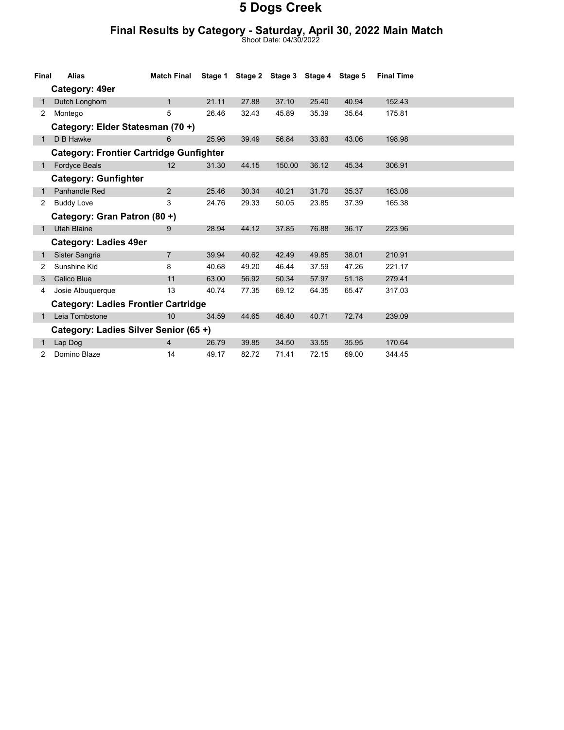# 5 Dogs Creek

## Final Results by Category - Saturday, April 30, 2022 Main Match

Shoot Date: 04/30/2022

| Final | Alias | Match Final | Stage 1 | Stage 2 | Stage 3 | Stage 4 | Stage 5 | Final Time |
|---|---|---|---|---|---|---|---|---|
| | **Category: 49er** | | | | | | | |
| 1 | Dutch Longhorn | 1 | 21.11 | 27.88 | 37.10 | 25.40 | 40.94 | 152.43 |
| 2 | Montego | 5 | 26.46 | 32.43 | 45.89 | 35.39 | 35.64 | 175.81 |
| | **Category: Elder Statesman (70 +)** | | | | | | | |
| 1 | D B Hawke | 6 | 25.96 | 39.49 | 56.84 | 33.63 | 43.06 | 198.98 |
| | **Category: Frontier Cartridge Gunfighter** | | | | | | | |
| 1 | Fordyce Beals | 12 | 31.30 | 44.15 | 150.00 | 36.12 | 45.34 | 306.91 |
| | **Category: Gunfighter** | | | | | | | |
| 1 | Panhandle Red | 2 | 25.46 | 30.34 | 40.21 | 31.70 | 35.37 | 163.08 |
| 2 | Buddy Love | 3 | 24.76 | 29.33 | 50.05 | 23.85 | 37.39 | 165.38 |
| | **Category: Gran Patron (80 +)** | | | | | | | |
| 1 | Utah Blaine | 9 | 28.94 | 44.12 | 37.85 | 76.88 | 36.17 | 223.96 |
| | **Category: Ladies 49er** | | | | | | | |
| 1 | Sister Sangria | 7 | 39.94 | 40.62 | 42.49 | 49.85 | 38.01 | 210.91 |
| 2 | Sunshine Kid | 8 | 40.68 | 49.20 | 46.44 | 37.59 | 47.26 | 221.17 |
| 3 | Calico Blue | 11 | 63.00 | 56.92 | 50.34 | 57.97 | 51.18 | 279.41 |
| 4 | Josie Albuquerque | 13 | 40.74 | 77.35 | 69.12 | 64.35 | 65.47 | 317.03 |
| | **Category: Ladies Frontier Cartridge** | | | | | | | |
| 1 | Leia Tombstone | 10 | 34.59 | 44.65 | 46.40 | 40.71 | 72.74 | 239.09 |
| | **Category: Ladies Silver Senior (65 +)** | | | | | | | |
| 1 | Lap Dog | 4 | 26.79 | 39.85 | 34.50 | 33.55 | 35.95 | 170.64 |
| 2 | Domino Blaze | 14 | 49.17 | 82.72 | 71.41 | 72.15 | 69.00 | 344.45 |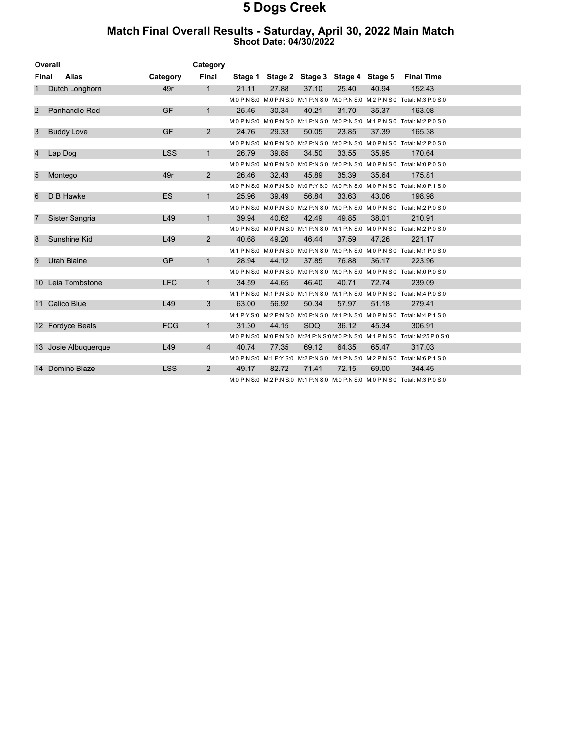# 5 Dogs Creek

## Match Final Overall Results - Saturday, April 30, 2022 Main Match

**Shoot Date: 04/30/2022**

| Overall Final | Alias | Category | Category Final | Stage 1 | Stage 2 | Stage 3 | Stage 4 | Stage 5 | Final Time |
|---|---|---|---|---|---|---|---|---|---|
| 1 | Dutch Longhorn | 49r | 1 | 21.11 | 27.88 | 37.10 | 25.40 | 40.94 | 152.43 |
| | | | | M:0 P:N S:0 | M:0 P:N S:0 | M:1 P:N S:0 | M:0 P:N S:0 | M:2 P:N S:0 | Total: M:3 P:0 S:0 |
| 2 | Panhandle Red | GF | 1 | 25.46 | 30.34 | 40.21 | 31.70 | 35.37 | 163.08 |
| | | | | M:0 P:N S:0 | M:0 P:N S:0 | M:1 P:N S:0 | M:0 P:N S:0 | M:1 P:N S:0 | Total: M:2 P:0 S:0 |
| 3 | Buddy Love | GF | 2 | 24.76 | 29.33 | 50.05 | 23.85 | 37.39 | 165.38 |
| | | | | M:0 P:N S:0 | M:0 P:N S:0 | M:2 P:N S:0 | M:0 P:N S:0 | M:0 P:N S:0 | Total: M:2 P:0 S:0 |
| 4 | Lap Dog | LSS | 1 | 26.79 | 39.85 | 34.50 | 33.55 | 35.95 | 170.64 |
| | | | | M:0 P:N S:0 | M:0 P:N S:0 | M:0 P:N S:0 | M:0 P:N S:0 | M:0 P:N S:0 | Total: M:0 P:0 S:0 |
| 5 | Montego | 49r | 2 | 26.46 | 32.43 | 45.89 | 35.39 | 35.64 | 175.81 |
| | | | | M:0 P:N S:0 | M:0 P:N S:0 | M:0 P:Y S:0 | M:0 P:N S:0 | M:0 P:N S:0 | Total: M:0 P:1 S:0 |
| 6 | D B Hawke | ES | 1 | 25.96 | 39.49 | 56.84 | 33.63 | 43.06 | 198.98 |
| | | | | M:0 P:N S:0 | M:0 P:N S:0 | M:2 P:N S:0 | M:0 P:N S:0 | M:0 P:N S:0 | Total: M:2 P:0 S:0 |
| 7 | Sister Sangria | L49 | 1 | 39.94 | 40.62 | 42.49 | 49.85 | 38.01 | 210.91 |
| | | | | M:0 P:N S:0 | M:0 P:N S:0 | M:1 P:N S:0 | M:1 P:N S:0 | M:0 P:N S:0 | Total: M:2 P:0 S:0 |
| 8 | Sunshine Kid | L49 | 2 | 40.68 | 49.20 | 46.44 | 37.59 | 47.26 | 221.17 |
| | | | | M:1 P:N S:0 | M:0 P:N S:0 | M:0 P:N S:0 | M:0 P:N S:0 | M:0 P:N S:0 | Total: M:1 P:0 S:0 |
| 9 | Utah Blaine | GP | 1 | 28.94 | 44.12 | 37.85 | 76.88 | 36.17 | 223.96 |
| | | | | M:0 P:N S:0 | M:0 P:N S:0 | M:0 P:N S:0 | M:0 P:N S:0 | M:0 P:N S:0 | Total: M:0 P:0 S:0 |
| 10 | Leia Tombstone | LFC | 1 | 34.59 | 44.65 | 46.40 | 40.71 | 72.74 | 239.09 |
| | | | | M:1 P:N S:0 | M:1 P:N S:0 | M:1 P:N S:0 | M:1 P:N S:0 | M:0 P:N S:0 | Total: M:4 P:0 S:0 |
| 11 | Calico Blue | L49 | 3 | 63.00 | 56.92 | 50.34 | 57.97 | 51.18 | 279.41 |
| | | | | M:1 P:Y S:0 | M:2 P:N S:0 | M:0 P:N S:0 | M:1 P:N S:0 | M:0 P:N S:0 | Total: M:4 P:1 S:0 |
| 12 | Fordyce Beals | FCG | 1 | 31.30 | 44.15 | SDQ | 36.12 | 45.34 | 306.91 |
| | | | | M:0 P:N S:0 | M:0 P:N S:0 | M:24 P:N S:0 | M:0 P:N S:0 | M:1 P:N S:0 | Total: M:25 P:0 S:0 |
| 13 | Josie Albuquerque | L49 | 4 | 40.74 | 77.35 | 69.12 | 64.35 | 65.47 | 317.03 |
| | | | | M:0 P:N S:0 | M:1 P:Y S:0 | M:2 P:N S:0 | M:1 P:N S:0 | M:2 P:N S:0 | Total: M:6 P:1 S:0 |
| 14 | Domino Blaze | LSS | 2 | 49.17 | 82.72 | 71.41 | 72.15 | 69.00 | 344.45 |
| | | | | M:0 P:N S:0 | M:2 P:N S:0 | M:1 P:N S:0 | M:0 P:N S:0 | M:0 P:N S:0 | Total: M:3 P:0 S:0 |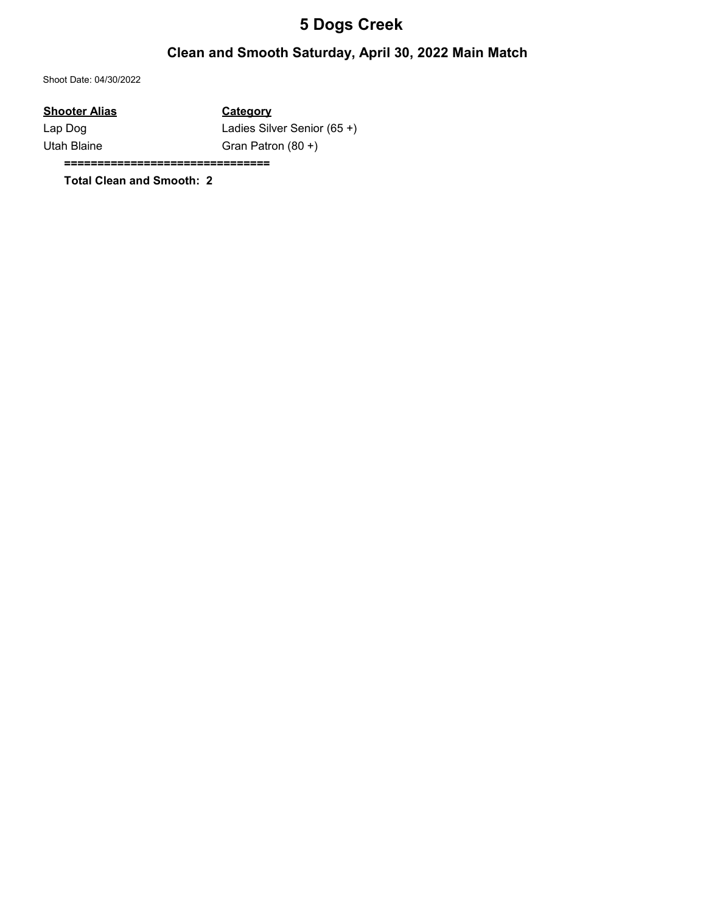# 5 Dogs Creek

## Clean and Smooth Saturday, April 30, 2022 Main Match

Shoot Date: 04/30/2022

| Shooter Alias | Category |
| --- | --- |
| Lap Dog | Ladies Silver Senior (65 +) |
| Utah Blaine | Gran Patron (80 +) |

==============================

**Total Clean and Smooth: 2**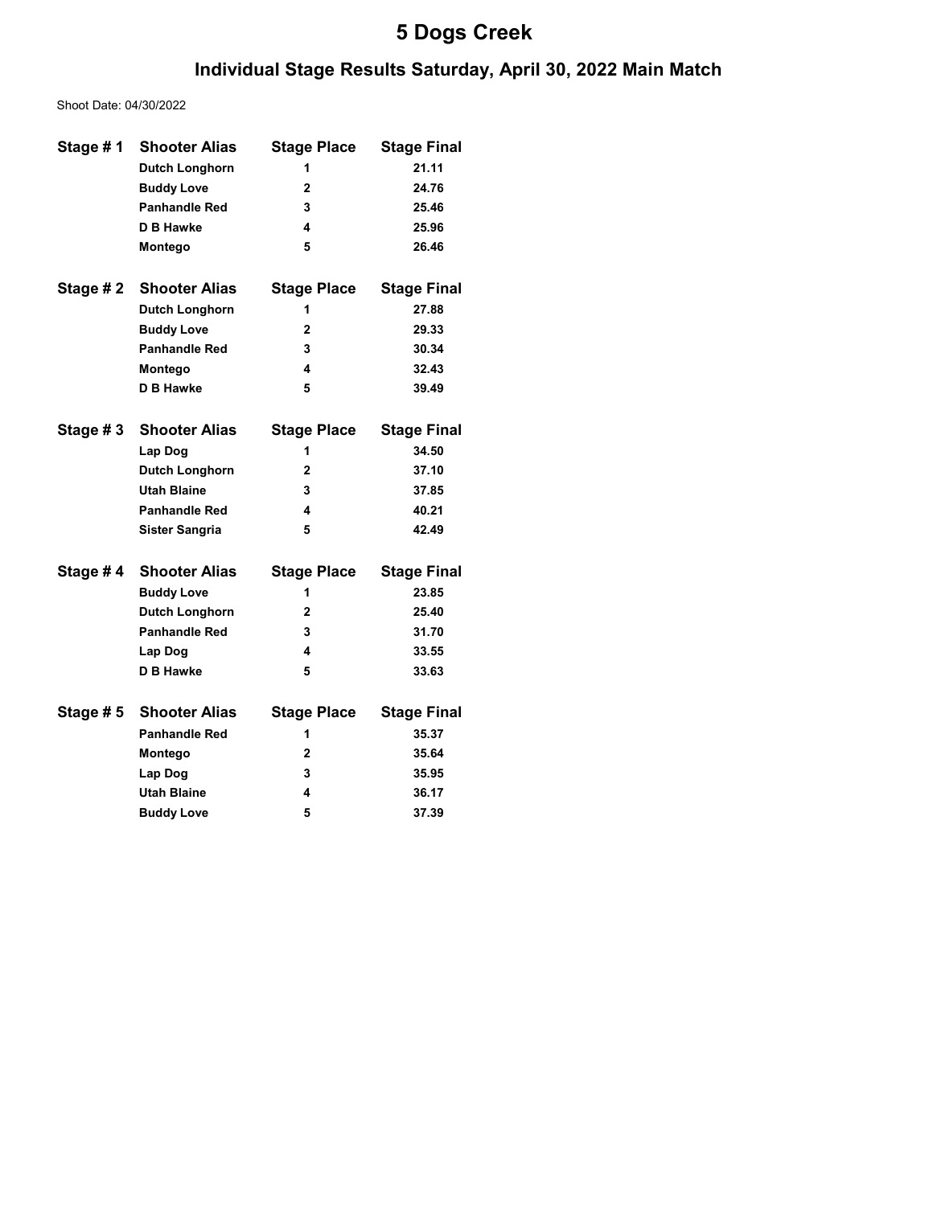# 5 Dogs Creek

## Individual Stage Results Saturday, April 30, 2022 Main Match

Shoot Date: 04/30/2022

| Stage # 1 | Shooter Alias | Stage Place | Stage Final |
|---|---|---|---|
| | Dutch Longhorn | 1 | 21.11 |
| | Buddy Love | 2 | 24.76 |
| | Panhandle Red | 3 | 25.46 |
| | D B Hawke | 4 | 25.96 |
| | Montego | 5 | 26.46 |

| Stage # 2 | Shooter Alias | Stage Place | Stage Final |
|---|---|---|---|
| | Dutch Longhorn | 1 | 27.88 |
| | Buddy Love | 2 | 29.33 |
| | Panhandle Red | 3 | 30.34 |
| | Montego | 4 | 32.43 |
| | D B Hawke | 5 | 39.49 |

| Stage # 3 | Shooter Alias | Stage Place | Stage Final |
|---|---|---|---|
| | Lap Dog | 1 | 34.50 |
| | Dutch Longhorn | 2 | 37.10 |
| | Utah Blaine | 3 | 37.85 |
| | Panhandle Red | 4 | 40.21 |
| | Sister Sangria | 5 | 42.49 |

| Stage # 4 | Shooter Alias | Stage Place | Stage Final |
|---|---|---|---|
| | Buddy Love | 1 | 23.85 |
| | Dutch Longhorn | 2 | 25.40 |
| | Panhandle Red | 3 | 31.70 |
| | Lap Dog | 4 | 33.55 |
| | D B Hawke | 5 | 33.63 |

| Stage # 5 | Shooter Alias | Stage Place | Stage Final |
|---|---|---|---|
| | Panhandle Red | 1 | 35.37 |
| | Montego | 2 | 35.64 |
| | Lap Dog | 3 | 35.95 |
| | Utah Blaine | 4 | 36.17 |
| | Buddy Love | 5 | 37.39 |